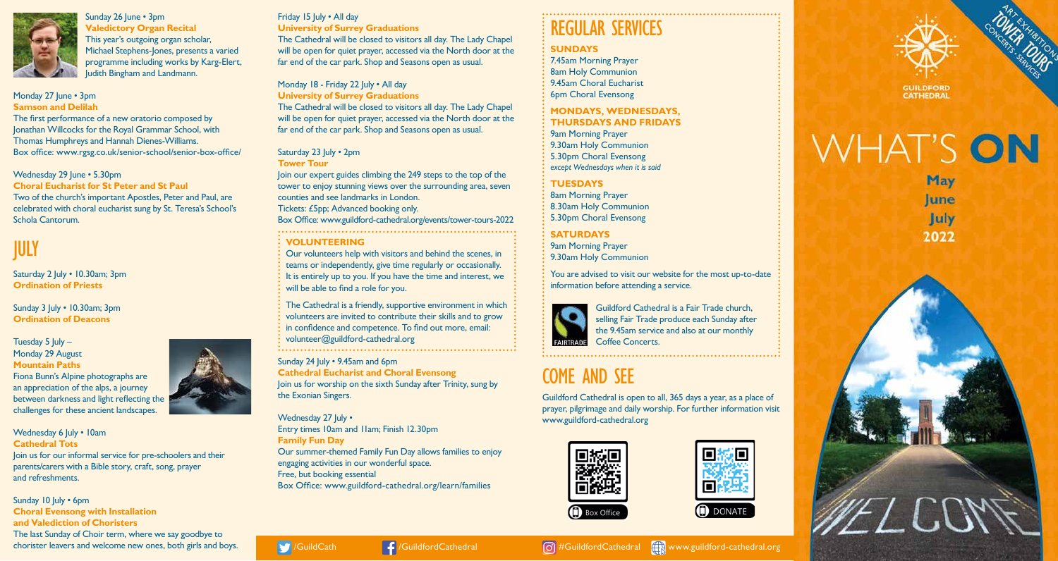Sunday 26 June • 3pm
**Valedictory Organ Recital**
This year's outgoing organ scholar, Michael Stephens-Jones, presents a varied programme including works by Karg-Elert, Judith Bingham and Landmann.

Monday 27 June • 3pm
**Samson and Delilah**
The first performance of a new oratorio composed by Jonathan Willcocks for the Royal Grammar School, with Thomas Humphreys and Hannah Dienes-Williams.
Box office: www.rgsg.co.uk/senior-school/senior-box-office/

Wednesday 29 June • 5.30pm
**Choral Eucharist for St Peter and St Paul**
Two of the church's important Apostles, Peter and Paul, are celebrated with choral eucharist sung by St. Teresa's School's Schola Cantorum.

# JULY

Saturday 2 July • 10.30am; 3pm
**Ordination of Priests**

Sunday 3 July • 10.30am; 3pm
**Ordination of Deacons**

Tuesday 5 July – Monday 29 August
**Mountain Paths**
Fiona Bunn's Alpine photographs are an appreciation of the alps, a journey between darkness and light reflecting the challenges for these ancient landscapes.

Wednesday 6 July • 10am
**Cathedral Tots**
Join us for our informal service for pre-schoolers and their parents/carers with a Bible story, craft, song, prayer and refreshments.

Sunday 10 July • 6pm
**Choral Evensong with Installation and Valediction of Choristers**
The last Sunday of Choir term, where we say goodbye to chorister leavers and welcome new ones, both girls and boys.

Friday 15 July • All day
**University of Surrey Graduations**
The Cathedral will be closed to visitors all day. The Lady Chapel will be open for quiet prayer, accessed via the North door at the far end of the car park. Shop and Seasons open as usual.

Monday 18 - Friday 22 July • All day
**University of Surrey Graduations**
The Cathedral will be closed to visitors all day. The Lady Chapel will be open for quiet prayer, accessed via the North door at the far end of the car park. Shop and Seasons open as usual.

Saturday 23 July • 2pm
**Tower Tour**
Join our expert guides climbing the 249 steps to the top of the tower to enjoy stunning views over the surrounding area, seven counties and see landmarks in London.
Tickets: £5pp; Advanced booking only.
Box Office: www.guildford-cathedral.org/events/tower-tours-2022

### VOLUNTEERING

Our volunteers help with visitors and behind the scenes, in teams or independently, give time regularly or occasionally. It is entirely up to you. If you have the time and interest, we will be able to find a role for you.

The Cathedral is a friendly, supportive environment in which volunteers are invited to contribute their skills and to grow in confidence and competence. To find out more, email: volunteer@guildford-cathedral.org

Sunday 24 July • 9.45am and 6pm
**Cathedral Eucharist and Choral Evensong**
Join us for worship on the sixth Sunday after Trinity, sung by the Exonian Singers.

Wednesday 27 July •
Entry times 10am and 11am; Finish 12.30pm
**Family Fun Day**
Our summer-themed Family Fun Day allows families to enjoy engaging activities in our wonderful space.
Free, but booking essential
Box Office: www.guildford-cathedral.org/learn/families

# REGULAR SERVICES

### SUNDAYS
7.45am Morning Prayer
8am Holy Communion
9.45am Choral Eucharist
6pm Choral Evensong

### MONDAYS, WEDNESDAYS, THURSDAYS AND FRIDAYS
9am Morning Prayer
9.30am Holy Communion
5.30pm Choral Evensong
*except Wednesdays when it is said*

### TUESDAYS
8am Morning Prayer
8.30am Holy Communion
5.30pm Choral Evensong

### SATURDAYS
9am Morning Prayer
9.30am Holy Communion

You are advised to visit our website for the most up-to-date information before attending a service.

FAIRTRADE

Guildford Cathedral is a Fair Trade church, selling Fair Trade produce each Sunday after the 9.45am service and also at our monthly Coffee Concerts.

# COME AND SEE

Guildford Cathedral is open to all, 365 days a year, as a place of prayer, pilgrimage and daily worship. For further information visit www.guildford-cathedral.org

Box Office

DONATE

/GuildCath /GuildfordCathedral #GuildfordCathedral www.guildford-cathedral.org

ART EXHIBITIONS TOWER TOURS CONCERTS • SERVICES

GUILDFORD CATHEDRAL

# WHAT'S ON

May
June
July
2022

WELCOME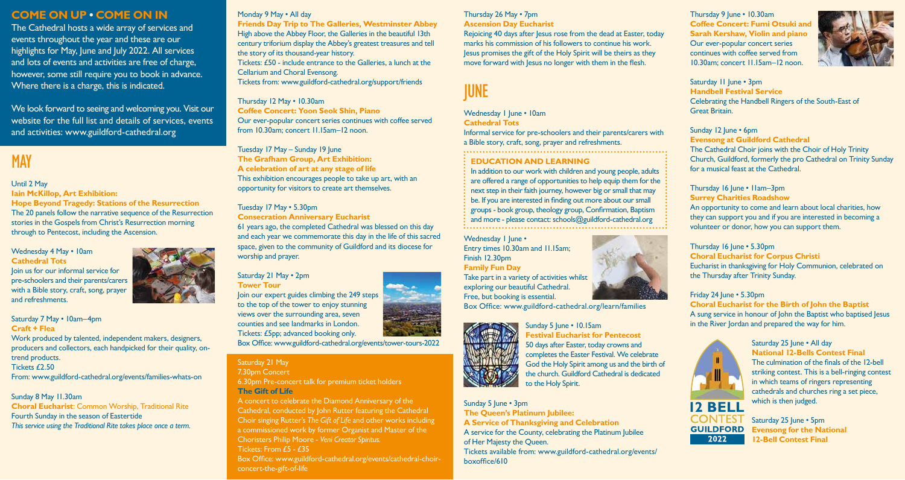## COME ON UP • COME ON IN

The Cathedral hosts a wide array of services and events throughout the year and these are our highlights for May, June and July 2022. All services and lots of events and activities are free of charge, however, some still require you to book in advance. Where there is a charge, this is indicated.

We look forward to seeing and welcoming you. Visit our website for the full list and details of services, events and activities: www.guildford-cathedral.org

# MAY

Until 2 May
**Iain McKillop, Art Exhibition:**
**Hope Beyond Tragedy: Stations of the Resurrection**
The 20 panels follow the narrative sequence of the Resurrection stories in the Gospels from Christ's Resurrection morning through to Pentecost, including the Ascension.

Wednesday 4 May • 10am
**Cathedral Tots**
Join us for our informal service for pre-schoolers and their parents/carers with a Bible story, craft, song, prayer and refreshments.

Saturday 7 May • 10am–4pm
**Craft + Flea**
Work produced by talented, independent makers, designers, producers and collectors, each handpicked for their quality, on-trend products.
Tickets £2.50
From: www.guildford-cathedral.org/events/families-whats-on

Sunday 8 May 11.30am
**Choral Eucharist**: Common Worship, Traditional Rite
Fourth Sunday in the season of Eastertide
*This service using the Traditional Rite takes place once a term.*

Monday 9 May • All day
**Friends Day Trip to The Galleries, Westminster Abbey**
High above the Abbey Floor, the Galleries in the beautiful 13th century triforium display the Abbey's greatest treasures and tell the story of its thousand-year history.
Tickets: £50 - include entrance to the Galleries, a lunch at the Cellarium and Choral Evensong.
Tickets from: www.guildford-cathedral.org/support/friends

Thursday 12 May • 10.30am
**Coffee Concert: Yoon Seok Shin, Piano**
Our ever-popular concert series continues with coffee served from 10.30am; concert 11.15am–12 noon.

Tuesday 17 May – Sunday 19 June
**The Grafham Group, Art Exhibition:**
**A celebration of art at any stage of life**
This exhibition encourages people to take up art, with an opportunity for visitors to create art themselves.

Tuesday 17 May • 5.30pm
**Consecration Anniversary Eucharist**
61 years ago, the completed Cathedral was blessed on this day and each year we commemorate this day in the life of this sacred space, given to the community of Guildford and its diocese for worship and prayer.

Saturday 21 May • 2pm
**Tower Tour**
Join our expert guides climbing the 249 steps to the top of the tower to enjoy stunning views over the surrounding area, seven counties and see landmarks in London.
Tickets: £5pp; advanced booking only.
Box Office: www.guildford-cathedral.org/events/tower-tours-2022

Saturday 21 May
7.30pm Concert
6.30pm Pre-concert talk for premium ticket holders
**The Gift of Life**
A concert to celebrate the Diamond Anniversary of the Cathedral, conducted by John Rutter featuring the Cathedral Choir singing Rutter's *The Gift of Life* and other works including a commissioned work by former Organist and Master of the Choristers Philip Moore - *Veni Creator Spiritus.*
Tickets: From £5 - £35
Box Office: www.guildford-cathedral.org/events/cathedral-choir-concert-the-gift-of-life

Thursday 26 May • 7pm
**Ascension Day Eucharist**
Rejoicing 40 days after Jesus rose from the dead at Easter, today marks his commission of his followers to continue his work. Jesus promises the gift of the Holy Spirit will be theirs as they move forward with Jesus no longer with them in the flesh.

# JUNE

Wednesday 1 June • 10am
**Cathedral Tots**
Informal service for pre-schoolers and their parents/carers with a Bible story, craft, song, prayer and refreshments.

### EDUCATION AND LEARNING

In addition to our work with children and young people, adults are offered a range of opportunities to help equip them for the next step in their faith journey, however big or small that may be. If you are interested in finding out more about our small groups - book group, theology group, Confirmation, Baptism and more - please contact: schools@guildford-cathedral.org

Wednesday 1 June •
Entry times 10.30am and 11.15am;
Finish 12.30pm
**Family Fun Day**
Take part in a variety of activities whilst exploring our beautiful Cathedral.
Free, but booking is essential.
Box Office: www.guildford-cathedral.org/learn/families

Sunday 5 June • 10.15am
**Festival Eucharist for Pentecost**
50 days after Easter, today crowns and completes the Easter Festival. We celebrate God the Holy Spirit among us and the birth of the church. Guildford Cathedral is dedicated to the Holy Spirit.

Sunday 5 June • 3pm
**The Queen's Platinum Jubilee:**
**A Service of Thanksgiving and Celebration**
A service for the County, celebrating the Platinum Jubilee of Her Majesty the Queen.
Tickets available from: www.guildford-cathedral.org/events/boxoffice/610

Thursday 9 June • 10.30am
**Coffee Concert: Fumi Otsuki and Sarah Kershaw, Violin and piano**
Our ever-popular concert series continues with coffee served from 10.30am; concert 11.15am–12 noon.

Saturday 11 June • 3pm
**Handbell Festival Service**
Celebrating the Handbell Ringers of the South-East of Great Britain.

Sunday 12 June • 6pm
**Evensong at Guildford Cathedral**
The Cathedral Choir joins with the Choir of Holy Trinity Church, Guildford, formerly the pro Cathedral on Trinity Sunday for a musical feast at the Cathedral.

Thursday 16 June • 11am–3pm
**Surrey Charities Roadshow**
An opportunity to come and learn about local charities, how they can support you and if you are interested in becoming a volunteer or donor, how you can support them.

Thursday 16 June • 5.30pm
**Choral Eucharist for Corpus Christi**
Eucharist in thanksgiving for Holy Communion, celebrated on the Thursday after Trinity Sunday.

Friday 24 June • 5.30pm
**Choral Eucharist for the Birth of John the Baptist**
A sung service in honour of John the Baptist who baptised Jesus in the River Jordan and prepared the way for him.

Saturday 25 June • All day
**National 12-Bells Contest Final**
The culmination of the finals of the 12-bell striking contest. This is a bell-ringing contest in which teams of ringers representing cathedrals and churches ring a set piece, which is then judged.

12 BELL CONTEST GUILDFORD 2022

Saturday 25 June • 5pm
**Evensong for the National 12-Bell Contest Final**